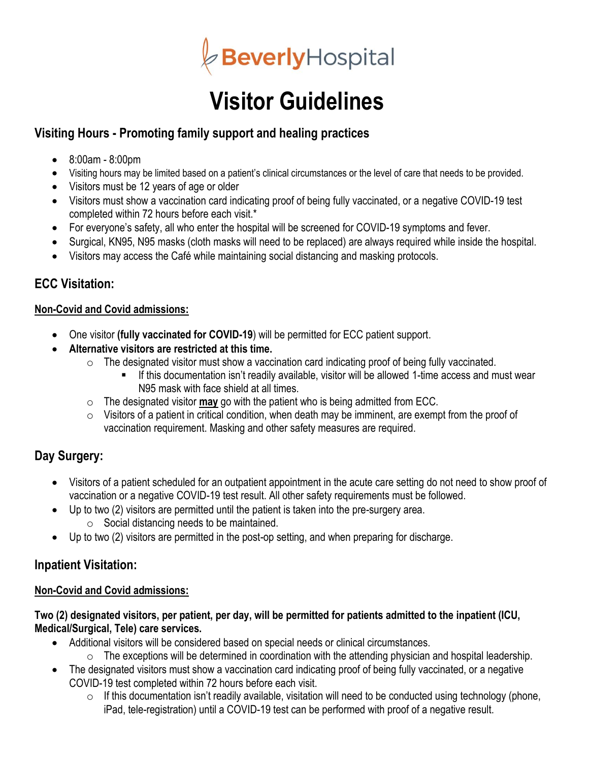BeverlyHospital

# Visitor Guidelines

## Visiting Hours - Promoting family support and healing practices

- 8:00am - 8:00pm
- Visiting hours may be limited based on a patient's clinical circumstances or the level of care that needs to be provided.
- Visitors must be 12 years of age or older
- Visitors must show a vaccination card indicating proof of being fully vaccinated, or a negative COVID-19 test completed within 72 hours before each visit.*
- For everyone's safety, all who enter the hospital will be screened for COVID-19 symptoms and fever.
- Surgical, KN95, N95 masks (cloth masks will need to be replaced) are always required while inside the hospital.
- Visitors may access the Café while maintaining social distancing and masking protocols.

## ECC Visitation:

**Non-Covid and Covid admissions:**

- One visitor **(fully vaccinated for COVID-19)** will be permitted for ECC patient support.
- **Alternative visitors are restricted at this time.**
  - The designated visitor must show a vaccination card indicating proof of being fully vaccinated.
    - If this documentation isn't readily available, visitor will be allowed 1-time access and must wear N95 mask with face shield at all times.
  - The designated visitor **may** go with the patient who is being admitted from ECC.
  - Visitors of a patient in critical condition, when death may be imminent, are exempt from the proof of vaccination requirement. Masking and other safety measures are required.

## Day Surgery:

- Visitors of a patient scheduled for an outpatient appointment in the acute care setting do not need to show proof of vaccination or a negative COVID-19 test result. All other safety requirements must be followed.
- Up to two (2) visitors are permitted until the patient is taken into the pre-surgery area.
  - Social distancing needs to be maintained.
- Up to two (2) visitors are permitted in the post-op setting, and when preparing for discharge.

## Inpatient Visitation:

**Non-Covid and Covid admissions:**

**Two (2) designated visitors, per patient, per day, will be permitted for patients admitted to the inpatient (ICU, Medical/Surgical, Tele) care services.**

- Additional visitors will be considered based on special needs or clinical circumstances.
  - The exceptions will be determined in coordination with the attending physician and hospital leadership.
- The designated visitors must show a vaccination card indicating proof of being fully vaccinated, or a negative COVID-19 test completed within 72 hours before each visit.
  - If this documentation isn't readily available, visitation will need to be conducted using technology (phone, iPad, tele-registration) until a COVID-19 test can be performed with proof of a negative result.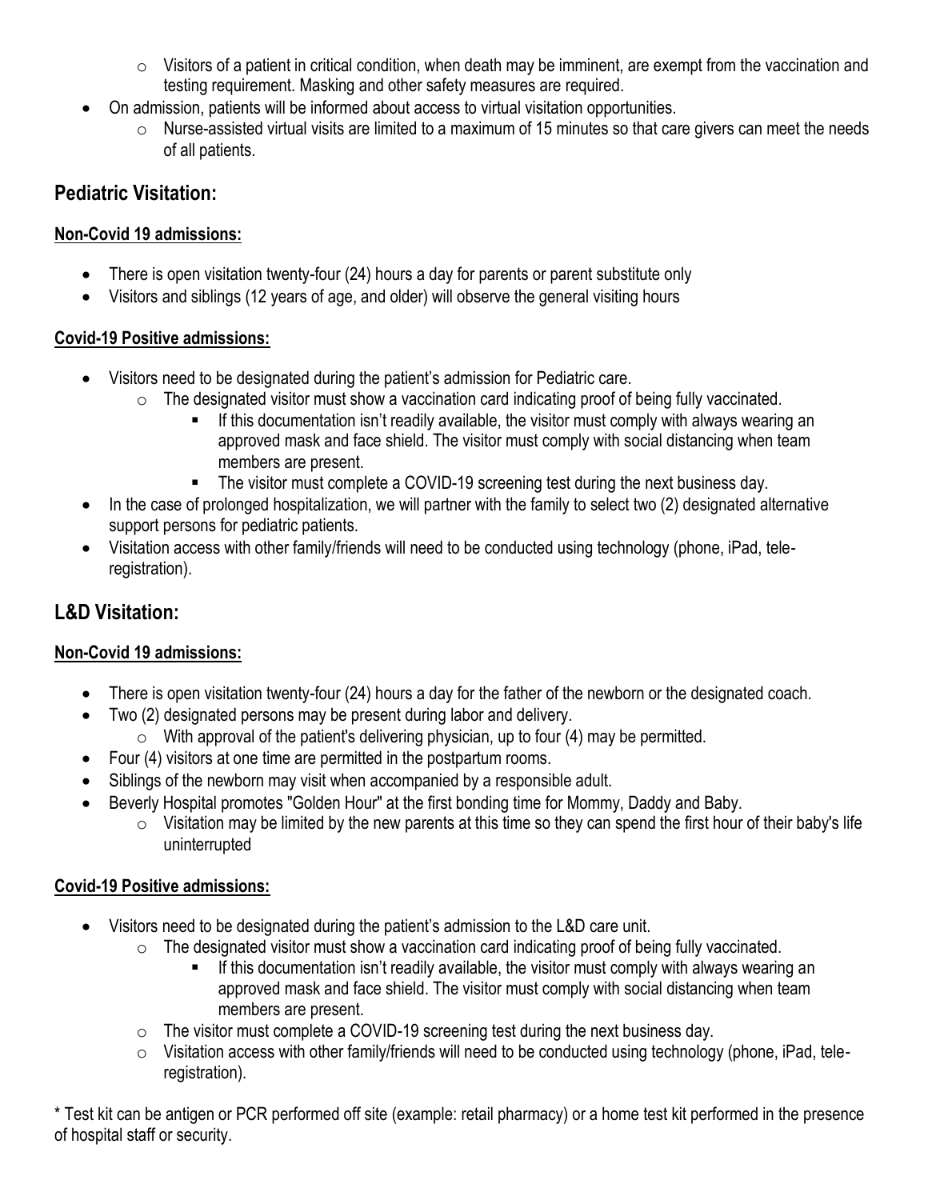- Visitors of a patient in critical condition, when death may be imminent, are exempt from the vaccination and testing requirement. Masking and other safety measures are required.
- On admission, patients will be informed about access to virtual visitation opportunities.
  - Nurse-assisted virtual visits are limited to a maximum of 15 minutes so that care givers can meet the needs of all patients.

## Pediatric Visitation:

**Non-Covid 19 admissions:**

- There is open visitation twenty-four (24) hours a day for parents or parent substitute only
- Visitors and siblings (12 years of age, and older) will observe the general visiting hours

**Covid-19 Positive admissions:**

- Visitors need to be designated during the patient's admission for Pediatric care.
  - The designated visitor must show a vaccination card indicating proof of being fully vaccinated.
    - If this documentation isn't readily available, the visitor must comply with always wearing an approved mask and face shield. The visitor must comply with social distancing when team members are present.
    - The visitor must complete a COVID-19 screening test during the next business day.
- In the case of prolonged hospitalization, we will partner with the family to select two (2) designated alternative support persons for pediatric patients.
- Visitation access with other family/friends will need to be conducted using technology (phone, iPad, tele-registration).

## L&D Visitation:

**Non-Covid 19 admissions:**

- There is open visitation twenty-four (24) hours a day for the father of the newborn or the designated coach.
- Two (2) designated persons may be present during labor and delivery.
  - With approval of the patient's delivering physician, up to four (4) may be permitted.
- Four (4) visitors at one time are permitted in the postpartum rooms.
- Siblings of the newborn may visit when accompanied by a responsible adult.
- Beverly Hospital promotes "Golden Hour" at the first bonding time for Mommy, Daddy and Baby.
  - Visitation may be limited by the new parents at this time so they can spend the first hour of their baby's life uninterrupted

**Covid-19 Positive admissions:**

- Visitors need to be designated during the patient's admission to the L&D care unit.
  - The designated visitor must show a vaccination card indicating proof of being fully vaccinated.
    - If this documentation isn't readily available, the visitor must comply with always wearing an approved mask and face shield. The visitor must comply with social distancing when team members are present.
  - The visitor must complete a COVID-19 screening test during the next business day.
  - Visitation access with other family/friends will need to be conducted using technology (phone, iPad, tele-registration).

* Test kit can be antigen or PCR performed off site (example: retail pharmacy) or a home test kit performed in the presence of hospital staff or security.